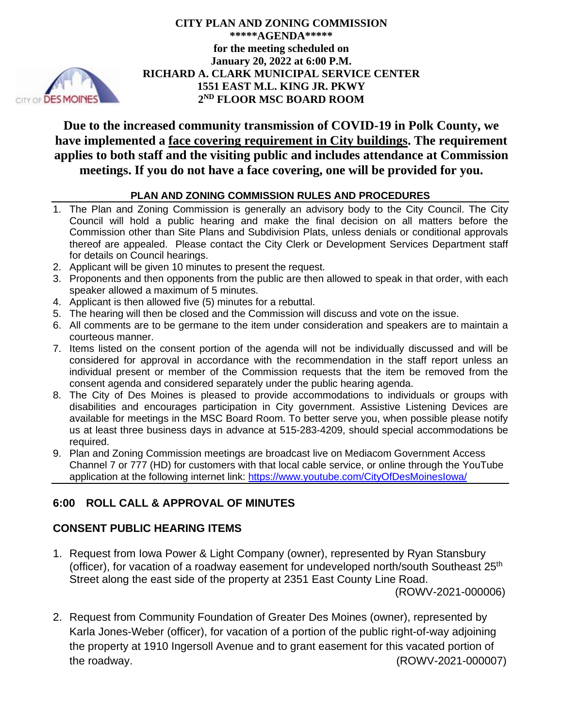**CITY PLAN AND ZONING COMMISSION**
**\*\*\*\*\*AGENDA\*\*\*\*\***
**for the meeting scheduled on**
**January 20, 2022 at 6:00 P.M.**
**RICHARD A. CLARK MUNICIPAL SERVICE CENTER**
**1551 EAST M.L. KING JR. PKWY**
**2ND FLOOR MSC BOARD ROOM**

**Due to the increased community transmission of COVID-19 in Polk County, we have implemented a face covering requirement in City buildings. The requirement applies to both staff and the visiting public and includes attendance at Commission meetings. If you do not have a face covering, one will be provided for you.**

### PLAN AND ZONING COMMISSION RULES AND PROCEDURES

1. The Plan and Zoning Commission is generally an advisory body to the City Council. The City Council will hold a public hearing and make the final decision on all matters before the Commission other than Site Plans and Subdivision Plats, unless denials or conditional approvals thereof are appealed. Please contact the City Clerk or Development Services Department staff for details on Council hearings.
2. Applicant will be given 10 minutes to present the request.
3. Proponents and then opponents from the public are then allowed to speak in that order, with each speaker allowed a maximum of 5 minutes.
4. Applicant is then allowed five (5) minutes for a rebuttal.
5. The hearing will then be closed and the Commission will discuss and vote on the issue.
6. All comments are to be germane to the item under consideration and speakers are to maintain a courteous manner.
7. Items listed on the consent portion of the agenda will not be individually discussed and will be considered for approval in accordance with the recommendation in the staff report unless an individual present or member of the Commission requests that the item be removed from the consent agenda and considered separately under the public hearing agenda.
8. The City of Des Moines is pleased to provide accommodations to individuals or groups with disabilities and encourages participation in City government. Assistive Listening Devices are available for meetings in the MSC Board Room. To better serve you, when possible please notify us at least three business days in advance at 515-283-4209, should special accommodations be required.
9. Plan and Zoning Commission meetings are broadcast live on Mediacom Government Access Channel 7 or 777 (HD) for customers with that local cable service, or online through the YouTube application at the following internet link: https://www.youtube.com/CityOfDesMoinesIowa/

## 6:00 ROLL CALL & APPROVAL OF MINUTES

## CONSENT PUBLIC HEARING ITEMS

1. Request from Iowa Power & Light Company (owner), represented by Ryan Stansbury (officer), for vacation of a roadway easement for undeveloped north/south Southeast 25th Street along the east side of the property at 2351 East County Line Road. (ROWV-2021-000006)

2. Request from Community Foundation of Greater Des Moines (owner), represented by Karla Jones-Weber (officer), for vacation of a portion of the public right-of-way adjoining the property at 1910 Ingersoll Avenue and to grant easement for this vacated portion of the roadway. (ROWV-2021-000007)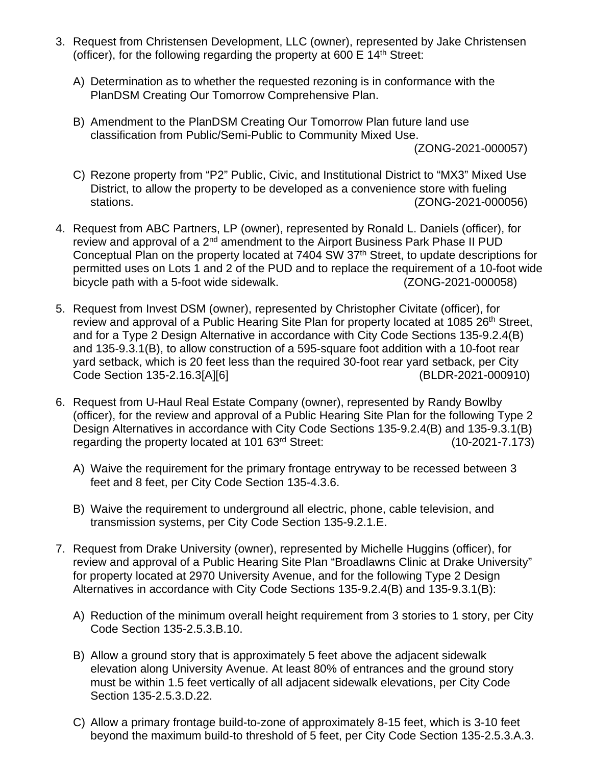3. Request from Christensen Development, LLC (owner), represented by Jake Christensen (officer), for the following regarding the property at 600 E 14th Street:

   A) Determination as to whether the requested rezoning is in conformance with the PlanDSM Creating Our Tomorrow Comprehensive Plan.

   B) Amendment to the PlanDSM Creating Our Tomorrow Plan future land use classification from Public/Semi-Public to Community Mixed Use. (ZONG-2021-000057)

   C) Rezone property from "P2" Public, Civic, and Institutional District to "MX3" Mixed Use District, to allow the property to be developed as a convenience store with fueling stations. (ZONG-2021-000056)

4. Request from ABC Partners, LP (owner), represented by Ronald L. Daniels (officer), for review and approval of a 2nd amendment to the Airport Business Park Phase II PUD Conceptual Plan on the property located at 7404 SW 37th Street, to update descriptions for permitted uses on Lots 1 and 2 of the PUD and to replace the requirement of a 10-foot wide bicycle path with a 5-foot wide sidewalk. (ZONG-2021-000058)

5. Request from Invest DSM (owner), represented by Christopher Civitate (officer), for review and approval of a Public Hearing Site Plan for property located at 1085 26th Street, and for a Type 2 Design Alternative in accordance with City Code Sections 135-9.2.4(B) and 135-9.3.1(B), to allow construction of a 595-square foot addition with a 10-foot rear yard setback, which is 20 feet less than the required 30-foot rear yard setback, per City Code Section 135-2.16.3[A][6] (BLDR-2021-000910)

6. Request from U-Haul Real Estate Company (owner), represented by Randy Bowlby (officer), for the review and approval of a Public Hearing Site Plan for the following Type 2 Design Alternatives in accordance with City Code Sections 135-9.2.4(B) and 135-9.3.1(B) regarding the property located at 101 63rd Street: (10-2021-7.173)

   A) Waive the requirement for the primary frontage entryway to be recessed between 3 feet and 8 feet, per City Code Section 135-4.3.6.

   B) Waive the requirement to underground all electric, phone, cable television, and transmission systems, per City Code Section 135-9.2.1.E.

7. Request from Drake University (owner), represented by Michelle Huggins (officer), for review and approval of a Public Hearing Site Plan "Broadlawns Clinic at Drake University" for property located at 2970 University Avenue, and for the following Type 2 Design Alternatives in accordance with City Code Sections 135-9.2.4(B) and 135-9.3.1(B):

   A) Reduction of the minimum overall height requirement from 3 stories to 1 story, per City Code Section 135-2.5.3.B.10.

   B) Allow a ground story that is approximately 5 feet above the adjacent sidewalk elevation along University Avenue. At least 80% of entrances and the ground story must be within 1.5 feet vertically of all adjacent sidewalk elevations, per City Code Section 135-2.5.3.D.22.

   C) Allow a primary frontage build-to-zone of approximately 8-15 feet, which is 3-10 feet beyond the maximum build-to threshold of 5 feet, per City Code Section 135-2.5.3.A.3.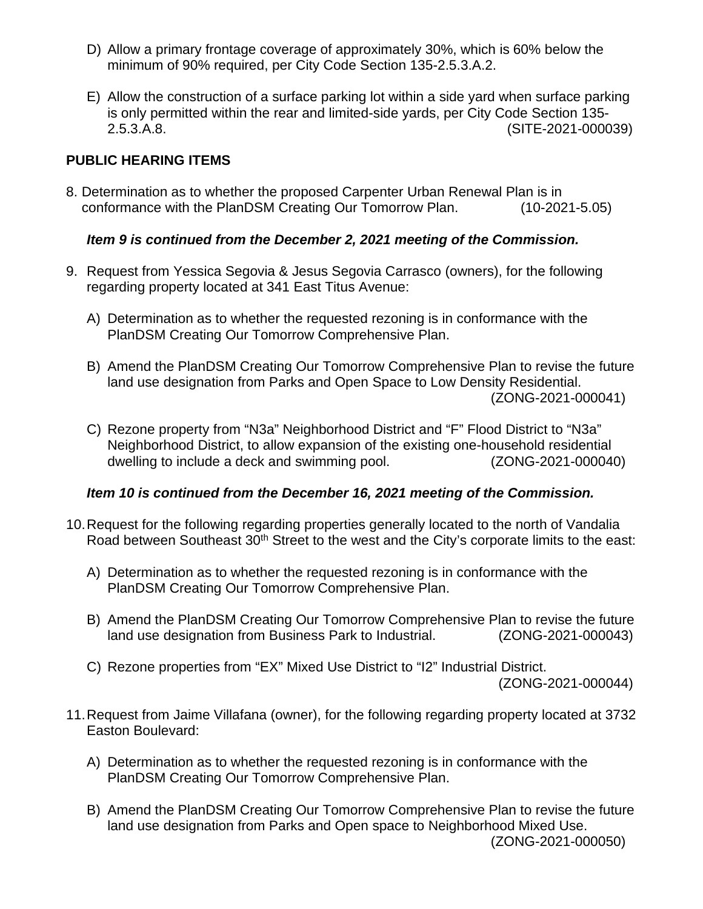D) Allow a primary frontage coverage of approximately 30%, which is 60% below the minimum of 90% required, per City Code Section 135-2.5.3.A.2.

E) Allow the construction of a surface parking lot within a side yard when surface parking is only permitted within the rear and limited-side yards, per City Code Section 135-2.5.3.A.8. (SITE-2021-000039)

**PUBLIC HEARING ITEMS**

8. Determination as to whether the proposed Carpenter Urban Renewal Plan is in conformance with the PlanDSM Creating Our Tomorrow Plan. (10-2021-5.05)

***Item 9 is continued from the December 2, 2021 meeting of the Commission.***

9. Request from Yessica Segovia & Jesus Segovia Carrasco (owners), for the following regarding property located at 341 East Titus Avenue:

   A) Determination as to whether the requested rezoning is in conformance with the PlanDSM Creating Our Tomorrow Comprehensive Plan.

   B) Amend the PlanDSM Creating Our Tomorrow Comprehensive Plan to revise the future land use designation from Parks and Open Space to Low Density Residential. (ZONG-2021-000041)

   C) Rezone property from "N3a" Neighborhood District and "F" Flood District to "N3a" Neighborhood District, to allow expansion of the existing one-household residential dwelling to include a deck and swimming pool. (ZONG-2021-000040)

***Item 10 is continued from the December 16, 2021 meeting of the Commission.***

10. Request for the following regarding properties generally located to the north of Vandalia Road between Southeast 30th Street to the west and the City's corporate limits to the east:

   A) Determination as to whether the requested rezoning is in conformance with the PlanDSM Creating Our Tomorrow Comprehensive Plan.

   B) Amend the PlanDSM Creating Our Tomorrow Comprehensive Plan to revise the future land use designation from Business Park to Industrial. (ZONG-2021-000043)

   C) Rezone properties from "EX" Mixed Use District to "I2" Industrial District. (ZONG-2021-000044)

11. Request from Jaime Villafana (owner), for the following regarding property located at 3732 Easton Boulevard:

   A) Determination as to whether the requested rezoning is in conformance with the PlanDSM Creating Our Tomorrow Comprehensive Plan.

   B) Amend the PlanDSM Creating Our Tomorrow Comprehensive Plan to revise the future land use designation from Parks and Open space to Neighborhood Mixed Use. (ZONG-2021-000050)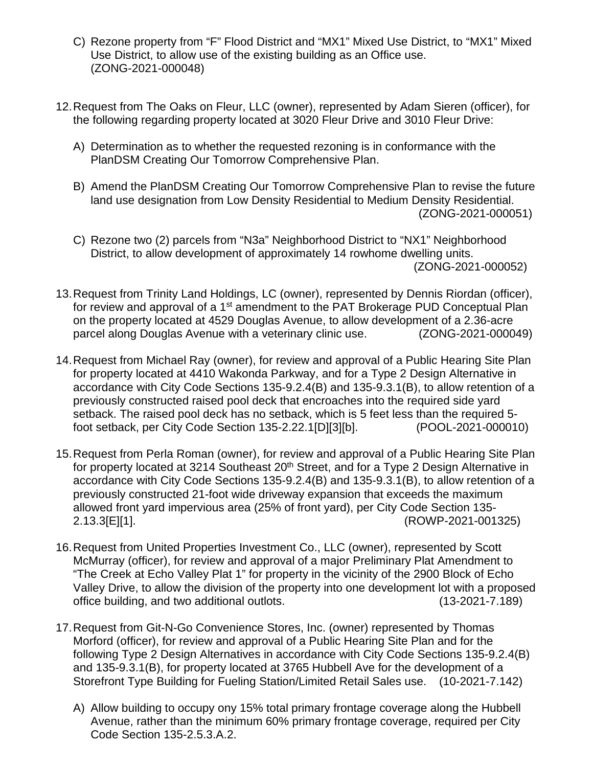C) Rezone property from "F" Flood District and "MX1" Mixed Use District, to "MX1" Mixed Use District, to allow use of the existing building as an Office use. (ZONG-2021-000048)

12. Request from The Oaks on Fleur, LLC (owner), represented by Adam Sieren (officer), for the following regarding property located at 3020 Fleur Drive and 3010 Fleur Drive:

    A) Determination as to whether the requested rezoning is in conformance with the PlanDSM Creating Our Tomorrow Comprehensive Plan.

    B) Amend the PlanDSM Creating Our Tomorrow Comprehensive Plan to revise the future land use designation from Low Density Residential to Medium Density Residential. (ZONG-2021-000051)

    C) Rezone two (2) parcels from "N3a" Neighborhood District to "NX1" Neighborhood District, to allow development of approximately 14 rowhome dwelling units. (ZONG-2021-000052)

13. Request from Trinity Land Holdings, LC (owner), represented by Dennis Riordan (officer), for review and approval of a 1st amendment to the PAT Brokerage PUD Conceptual Plan on the property located at 4529 Douglas Avenue, to allow development of a 2.36-acre parcel along Douglas Avenue with a veterinary clinic use. (ZONG-2021-000049)

14. Request from Michael Ray (owner), for review and approval of a Public Hearing Site Plan for property located at 4410 Wakonda Parkway, and for a Type 2 Design Alternative in accordance with City Code Sections 135-9.2.4(B) and 135-9.3.1(B), to allow retention of a previously constructed raised pool deck that encroaches into the required side yard setback. The raised pool deck has no setback, which is 5 feet less than the required 5-foot setback, per City Code Section 135-2.22.1[D][3][b]. (POOL-2021-000010)

15. Request from Perla Roman (owner), for review and approval of a Public Hearing Site Plan for property located at 3214 Southeast 20th Street, and for a Type 2 Design Alternative in accordance with City Code Sections 135-9.2.4(B) and 135-9.3.1(B), to allow retention of a previously constructed 21-foot wide driveway expansion that exceeds the maximum allowed front yard impervious area (25% of front yard), per City Code Section 135-2.13.3[E][1]. (ROWP-2021-001325)

16. Request from United Properties Investment Co., LLC (owner), represented by Scott McMurray (officer), for review and approval of a major Preliminary Plat Amendment to "The Creek at Echo Valley Plat 1" for property in the vicinity of the 2900 Block of Echo Valley Drive, to allow the division of the property into one development lot with a proposed office building, and two additional outlots. (13-2021-7.189)

17. Request from Git-N-Go Convenience Stores, Inc. (owner) represented by Thomas Morford (officer), for review and approval of a Public Hearing Site Plan and for the following Type 2 Design Alternatives in accordance with City Code Sections 135-9.2.4(B) and 135-9.3.1(B), for property located at 3765 Hubbell Ave for the development of a Storefront Type Building for Fueling Station/Limited Retail Sales use. (10-2021-7.142)

    A) Allow building to occupy ony 15% total primary frontage coverage along the Hubbell Avenue, rather than the minimum 60% primary frontage coverage, required per City Code Section 135-2.5.3.A.2.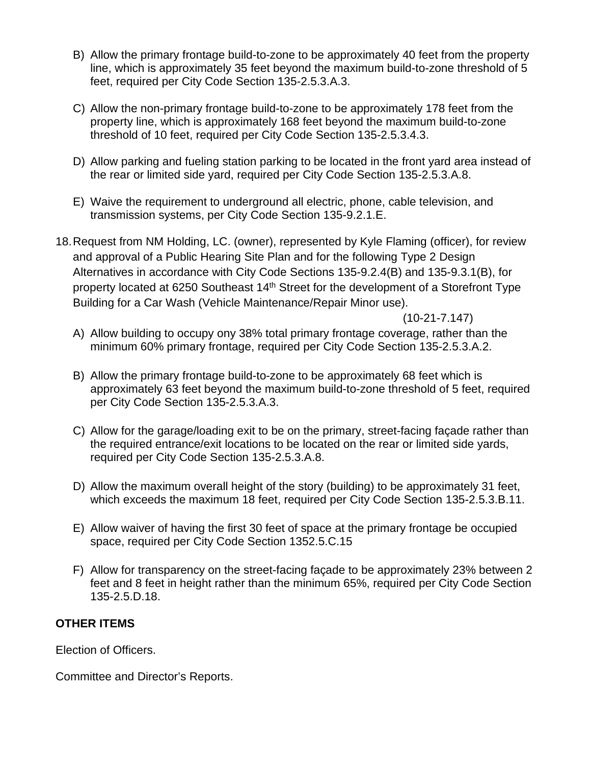B) Allow the primary frontage build-to-zone to be approximately 40 feet from the property line, which is approximately 35 feet beyond the maximum build-to-zone threshold of 5 feet, required per City Code Section 135-2.5.3.A.3.

C) Allow the non-primary frontage build-to-zone to be approximately 178 feet from the property line, which is approximately 168 feet beyond the maximum build-to-zone threshold of 10 feet, required per City Code Section 135-2.5.3.4.3.

D) Allow parking and fueling station parking to be located in the front yard area instead of the rear or limited side yard, required per City Code Section 135-2.5.3.A.8.

E) Waive the requirement to underground all electric, phone, cable television, and transmission systems, per City Code Section 135-9.2.1.E.

18. Request from NM Holding, LC. (owner), represented by Kyle Flaming (officer), for review and approval of a Public Hearing Site Plan and for the following Type 2 Design Alternatives in accordance with City Code Sections 135-9.2.4(B) and 135-9.3.1(B), for property located at 6250 Southeast 14th Street for the development of a Storefront Type Building for a Car Wash (Vehicle Maintenance/Repair Minor use).

(10-21-7.147)

A) Allow building to occupy ony 38% total primary frontage coverage, rather than the minimum 60% primary frontage, required per City Code Section 135-2.5.3.A.2.

B) Allow the primary frontage build-to-zone to be approximately 68 feet which is approximately 63 feet beyond the maximum build-to-zone threshold of 5 feet, required per City Code Section 135-2.5.3.A.3.

C) Allow for the garage/loading exit to be on the primary, street-facing façade rather than the required entrance/exit locations to be located on the rear or limited side yards, required per City Code Section 135-2.5.3.A.8.

D) Allow the maximum overall height of the story (building) to be approximately 31 feet, which exceeds the maximum 18 feet, required per City Code Section 135-2.5.3.B.11.

E) Allow waiver of having the first 30 feet of space at the primary frontage be occupied space, required per City Code Section 1352.5.C.15

F) Allow for transparency on the street-facing façade to be approximately 23% between 2 feet and 8 feet in height rather than the minimum 65%, required per City Code Section 135-2.5.D.18.

**OTHER ITEMS**

Election of Officers.

Committee and Director's Reports.